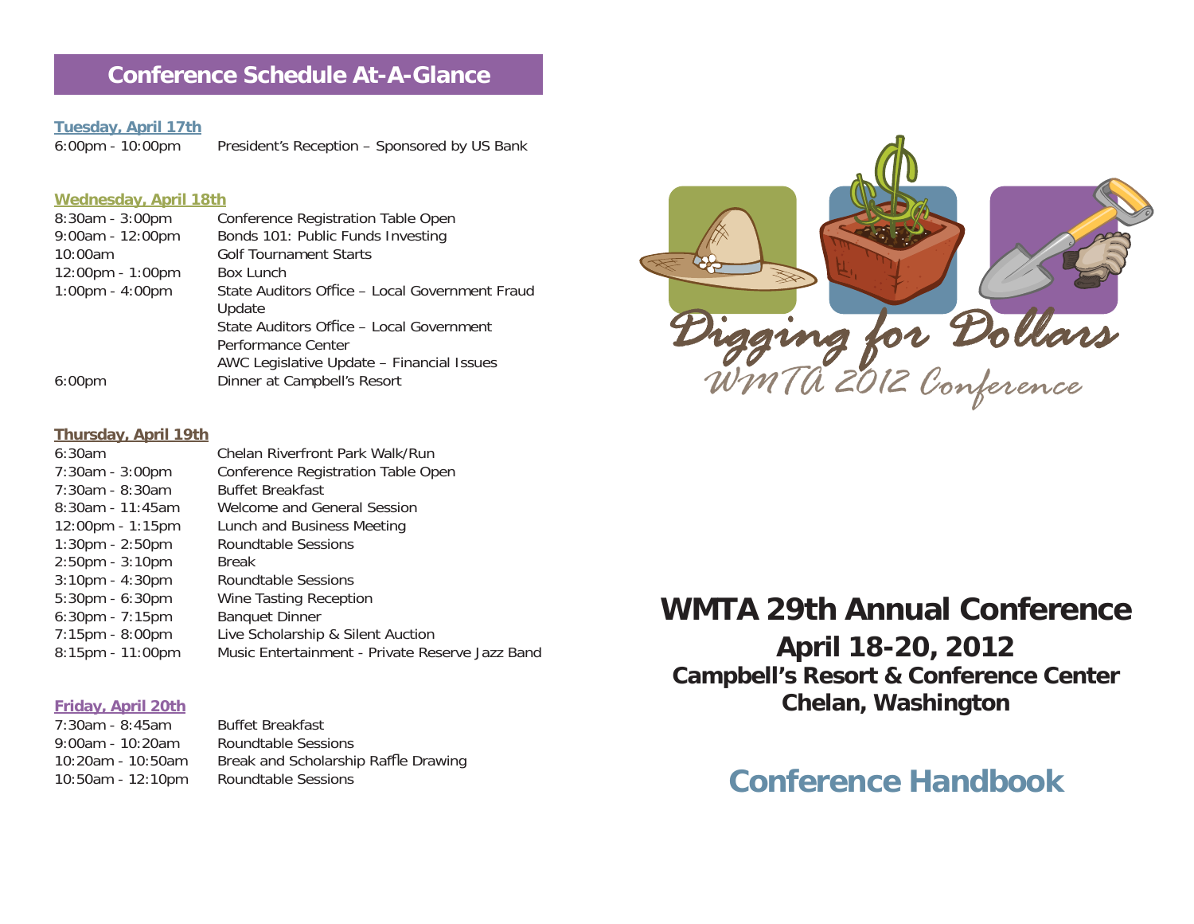## Conference Schedule At-A-Glance

### Tuesday, April 17th

| | |
|---|---|
| 6:00pm - 10:00pm | President's Reception – Sponsored by US Bank |

### Wednesday, April 18th

| | |
|---|---|
| 8:30am - 3:00pm | Conference Registration Table Open |
| 9:00am - 12:00pm | Bonds 101: Public Funds Investing |
| 10:00am | Golf Tournament Starts |
| 12:00pm - 1:00pm | Box Lunch |
| 1:00pm - 4:00pm | State Auditors Office – Local Government Fraud Update |
| | State Auditors Office – Local Government Performance Center |
| | AWC Legislative Update – Financial Issues |
| 6:00pm | Dinner at Campbell's Resort |

### Thursday, April 19th

| | |
|---|---|
| 6:30am | Chelan Riverfront Park Walk/Run |
| 7:30am - 3:00pm | Conference Registration Table Open |
| 7:30am - 8:30am | Buffet Breakfast |
| 8:30am - 11:45am | Welcome and General Session |
| 12:00pm - 1:15pm | Lunch and Business Meeting |
| 1:30pm - 2:50pm | Roundtable Sessions |
| 2:50pm - 3:10pm | Break |
| 3:10pm - 4:30pm | Roundtable Sessions |
| 5:30pm - 6:30pm | Wine Tasting Reception |
| 6:30pm - 7:15pm | Banquet Dinner |
| 7:15pm - 8:00pm | Live Scholarship & Silent Auction |
| 8:15pm - 11:00pm | Music Entertainment - Private Reserve Jazz Band |

### Friday, April 20th

| | |
|---|---|
| 7:30am - 8:45am | Buffet Breakfast |
| 9:00am - 10:20am | Roundtable Sessions |
| 10:20am - 10:50am | Break and Scholarship Raffle Drawing |
| 10:50am - 12:10pm | Roundtable Sessions |

Digging for Dollars

WMTA 2012 Conference

# WMTA 29th Annual Conference

## April 18-20, 2012

### Campbell's Resort & Conference Center
### Chelan, Washington

# Conference Handbook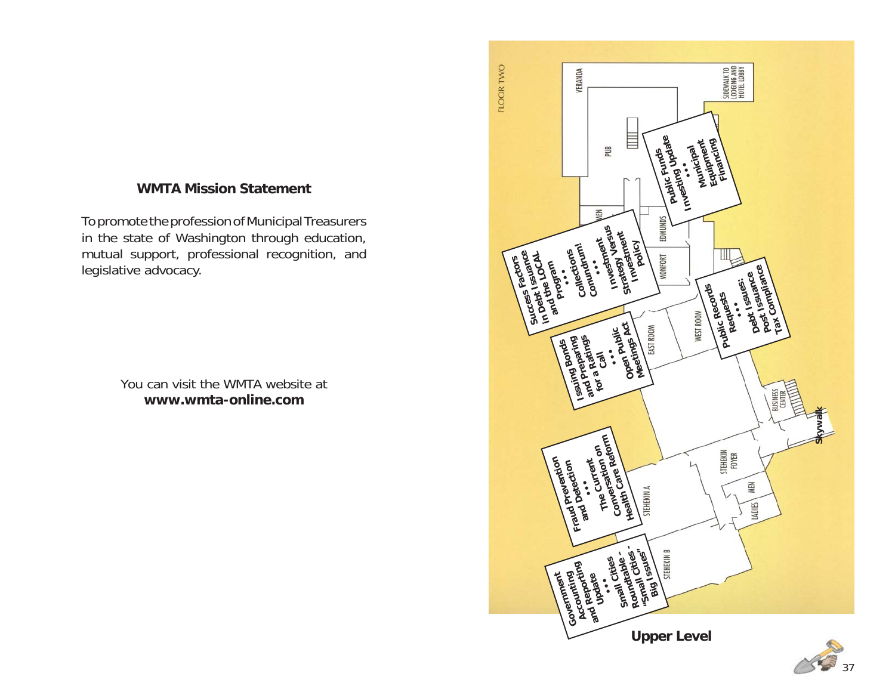## WMTA Mission Statement

To promote the profession of Municipal Treasurers in the state of Washington through education, mutual support, professional recognition, and legislative advocacy.

You can visit the WMTA website at
**www.wmta-online.com**

FLOOR TWO

VERANDA

SIDEWALK TO LODGING AND HOTEL LOBBY

PUB

MEN

EDMUNDS

MONFORT

EAST ROOM

WEST ROOM

BUSINESS CENTER

Skywalk

STEHEKIN FOYER

STEHEKIN A

STEHEKIN B

MEN

LADIES

**Public Funds Investing Update**
**• • •**
**Municipal Equipment Financing**

**Success Factors in Debt Issuance in the LOCAL Program**
**• • •**
**Collections Conundrum!**
**• • •**
**Investment Strategy Versus Investment Policy**

**Public Records Requests**
**• • •**
**Debt Issues: Post Issuance Tax Compliance**

**Issuing Bonds and Preparing for a Ratings Call**
**• • •**
**Open Public Meetings Act**

**Fraud Prevention and Detection**
**• • •**
**The Current on Conversation Health Care Reform**

**Government Accounting and Reporting Update**
**• • •**
**Small Cities Small Table - Roundtable - "Small Cities - Big Issues"**

**Upper Level**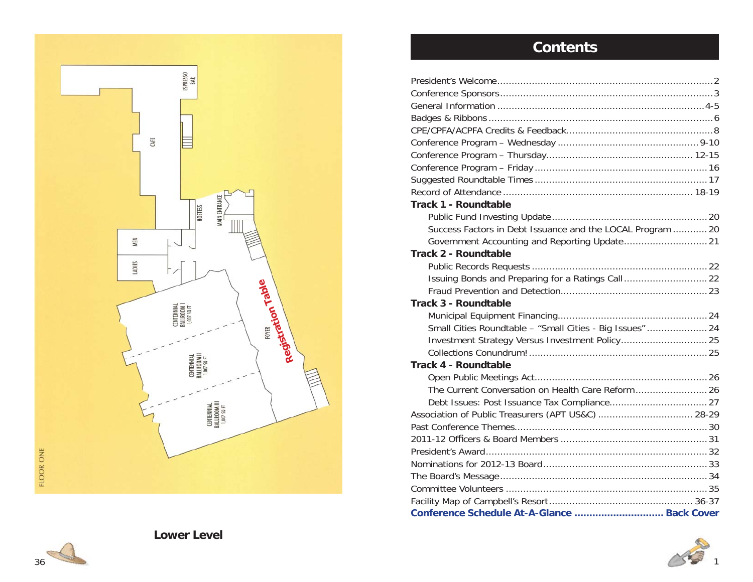FLOOR ONE

ESPRESSO BAR

CAFE

HOSTESS

MAIN ENTRANCE

MEN

LADIES

CENTENNIAL BALLROOM I 1,007 SQ FT

CENTENNIAL BALLROOM II 1,007 SQ FT

CENTENNIAL BALLROOM III 1,007 SQ FT

FOYER

Registration Table

**Lower Level**

# Contents

President's Welcome ........ 2
Conference Sponsors ........ 3
General Information ........ 4-5
Badges & Ribbons ........ 6
CPE/CPFA/ACPFA Credits & Feedback ........ 8
Conference Program – Wednesday ........ 9-10
Conference Program – Thursday ........ 12-15
Conference Program – Friday ........ 16
Suggested Roundtable Times ........ 17
Record of Attendance ........ 18-19

**Track 1 - Roundtable**

- Public Fund Investing Update ........ 20
- Success Factors in Debt Issuance and the LOCAL Program ........ 20
- Government Accounting and Reporting Update ........ 21

**Track 2 - Roundtable**

- Public Records Requests ........ 22
- Issuing Bonds and Preparing for a Ratings Call ........ 22
- Fraud Prevention and Detection ........ 23

**Track 3 - Roundtable**

- Municipal Equipment Financing ........ 24
- Small Cities Roundtable – "Small Cities - Big Issues" ........ 24
- Investment Strategy Versus Investment Policy ........ 25
- Collections Conundrum! ........ 25

**Track 4 - Roundtable**

- Open Public Meetings Act ........ 26
- The Current Conversation on Health Care Reform ........ 26
- Debt Issues: Post Issuance Tax Compliance ........ 27

Association of Public Treasurers (APT US&C) ........ 28-29
Past Conference Themes ........ 30
2011-12 Officers & Board Members ........ 31
President's Award ........ 32
Nominations for 2012-13 Board ........ 33
The Board's Message ........ 34
Committee Volunteers ........ 35
Facility Map of Campbell's Resort ........ 36-37
**Conference Schedule At-A-Glance ........ Back Cover**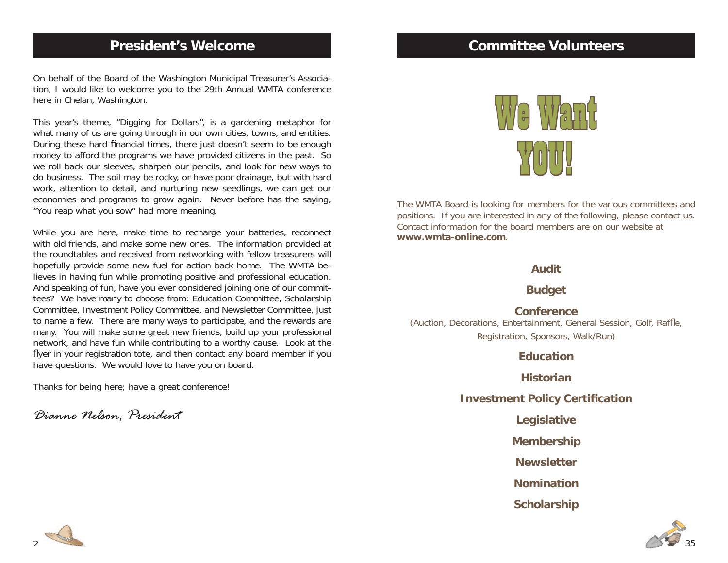## President's Welcome

On behalf of the Board of the Washington Municipal Treasurer's Association, I would like to welcome you to the 29th Annual WMTA conference here in Chelan, Washington.

This year's theme, "Digging for Dollars", is a gardening metaphor for what many of us are going through in our own cities, towns, and entities. During these hard financial times, there just doesn't seem to be enough money to afford the programs we have provided citizens in the past. So we roll back our sleeves, sharpen our pencils, and look for new ways to do business. The soil may be rocky, or have poor drainage, but with hard work, attention to detail, and nurturing new seedlings, we can get our economies and programs to grow again. Never before has the saying, "You reap what you sow" had more meaning.

While you are here, make time to recharge your batteries, reconnect with old friends, and make some new ones. The information provided at the roundtables and received from networking with fellow treasurers will hopefully provide some new fuel for action back home. The WMTA believes in having fun while promoting positive and professional education. And speaking of fun, have you ever considered joining one of our committees? We have many to choose from: Education Committee, Scholarship Committee, Investment Policy Committee, and Newsletter Committee, just to name a few. There are many ways to participate, and the rewards are many. You will make some great new friends, build up your professional network, and have fun while contributing to a worthy cause. Look at the flyer in your registration tote, and then contact any board member if you have questions. We would love to have you on board.

Thanks for being here; have a great conference!

*Dianne Nelson, President*

## Committee Volunteers

# We Want YOU!

The WMTA Board is looking for members for the various committees and positions. If you are interested in any of the following, please contact us. Contact information for the board members are on our website at **www.wmta-online.com**.

**Audit**

**Budget**

**Conference**
(Auction, Decorations, Entertainment, General Session, Golf, Raffle, Registration, Sponsors, Walk/Run)

**Education**

**Historian**

**Investment Policy Certification**

**Legislative**

**Membership**

**Newsletter**

**Nomination**

**Scholarship**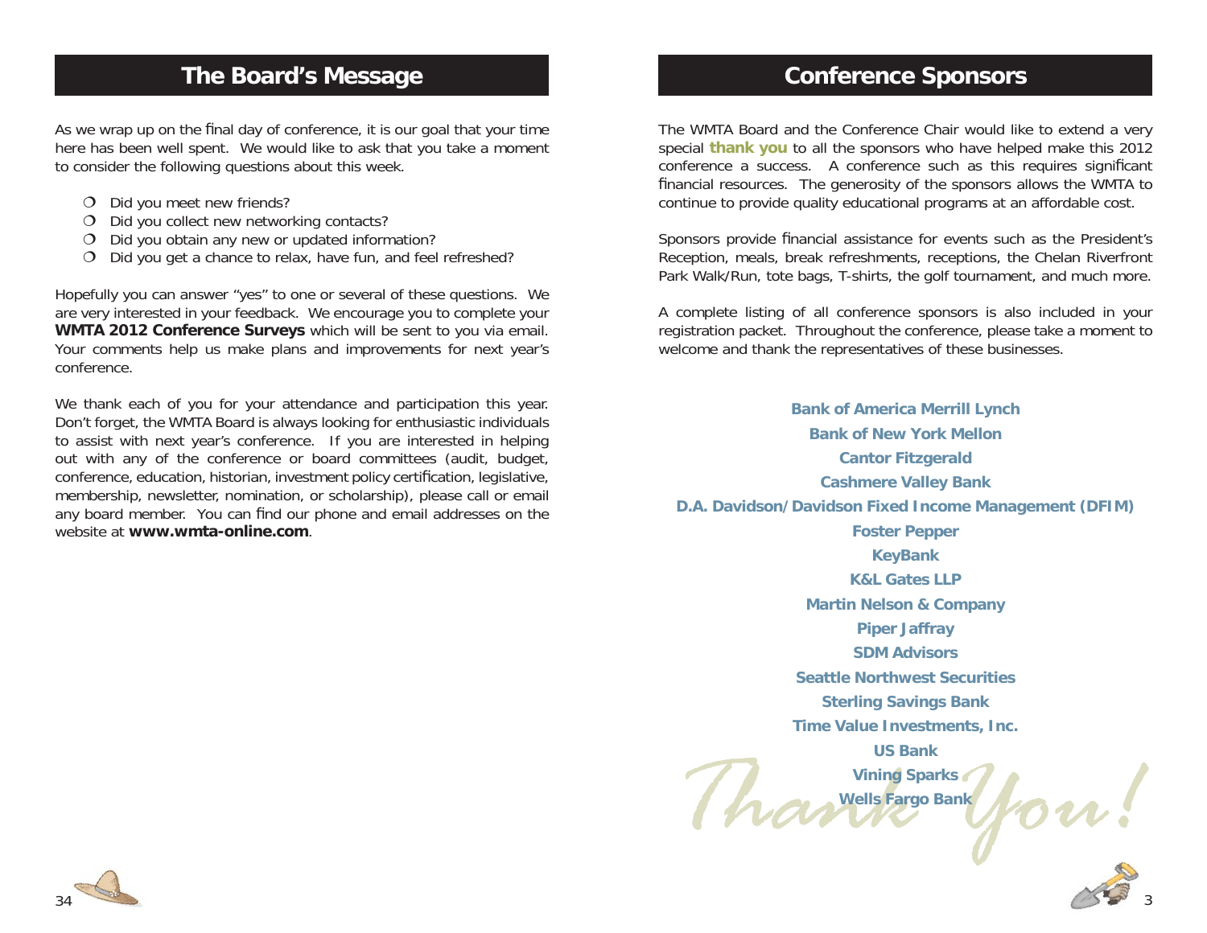## The Board's Message

As we wrap up on the final day of conference, it is our goal that your time here has been well spent. We would like to ask that you take a moment to consider the following questions about this week.

- Did you meet new friends?
- Did you collect new networking contacts?
- Did you obtain any new or updated information?
- Did you get a chance to relax, have fun, and feel refreshed?

Hopefully you can answer "yes" to one or several of these questions. We are very interested in your feedback. We encourage you to complete your **WMTA 2012 Conference Surveys** which will be sent to you via email. Your comments help us make plans and improvements for next year's conference.

We thank each of you for your attendance and participation this year. Don't forget, the WMTA Board is always looking for enthusiastic individuals to assist with next year's conference. If you are interested in helping out with any of the conference or board committees (audit, budget, conference, education, historian, investment policy certification, legislative, membership, newsletter, nomination, or scholarship), please call or email any board member. You can find our phone and email addresses on the website at **www.wmta-online.com**.

## Conference Sponsors

The WMTA Board and the Conference Chair would like to extend a very special **thank you** to all the sponsors who have helped make this 2012 conference a success. A conference such as this requires significant financial resources. The generosity of the sponsors allows the WMTA to continue to provide quality educational programs at an affordable cost.

Sponsors provide financial assistance for events such as the President's Reception, meals, break refreshments, receptions, the Chelan Riverfront Park Walk/Run, tote bags, T-shirts, the golf tournament, and much more.

A complete listing of all conference sponsors is also included in your registration packet. Throughout the conference, please take a moment to welcome and thank the representatives of these businesses.

**Bank of America Merrill Lynch**
**Bank of New York Mellon**
**Cantor Fitzgerald**
**Cashmere Valley Bank**
**D.A. Davidson/Davidson Fixed Income Management (DFIM)**
**Foster Pepper**
**KeyBank**
**K&L Gates LLP**
**Martin Nelson & Company**
**Piper Jaffray**
**SDM Advisors**
**Seattle Northwest Securities**
**Sterling Savings Bank**
**Time Value Investments, Inc.**
**US Bank**
**Vining Sparks**
**Wells Fargo Bank**

*Thank You!*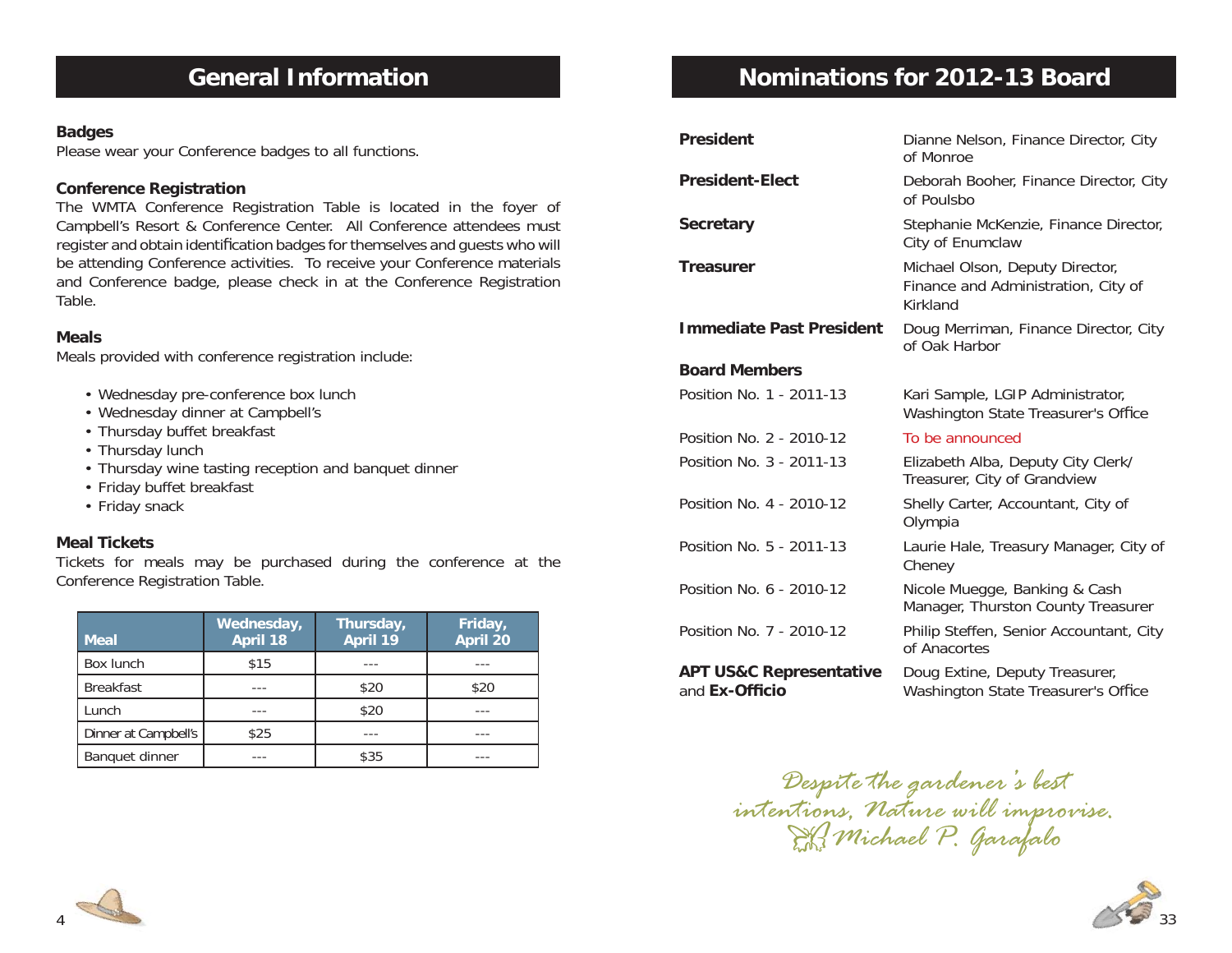# General Information

### Badges

Please wear your Conference badges to all functions.

### Conference Registration

The WMTA Conference Registration Table is located in the foyer of Campbell's Resort & Conference Center. All Conference attendees must register and obtain identification badges for themselves and guests who will be attending Conference activities. To receive your Conference materials and Conference badge, please check in at the Conference Registration Table.

### Meals

Meals provided with conference registration include:

- Wednesday pre-conference box lunch
- Wednesday dinner at Campbell's
- Thursday buffet breakfast
- Thursday lunch
- Thursday wine tasting reception and banquet dinner
- Friday buffet breakfast
- Friday snack

### Meal Tickets

Tickets for meals may be purchased during the conference at the Conference Registration Table.

| Meal | Wednesday, April 18 | Thursday, April 19 | Friday, April 20 |
|---|---|---|---|
| Box lunch | $15 | --- | --- |
| Breakfast | --- | $20 | $20 |
| Lunch | --- | $20 | --- |
| Dinner at Campbell's | $25 | --- | --- |
| Banquet dinner | --- | $35 | --- |

# Nominations for 2012-13 Board

| | |
|---|---|
| **President** | Dianne Nelson, Finance Director, City of Monroe |
| **President-Elect** | Deborah Booher, Finance Director, City of Poulsbo |
| **Secretary** | Stephanie McKenzie, Finance Director, City of Enumclaw |
| **Treasurer** | Michael Olson, Deputy Director, Finance and Administration, City of Kirkland |
| **Immediate Past President** | Doug Merriman, Finance Director, City of Oak Harbor |
| **Board Members** | |
| Position No. 1 - 2011-13 | Kari Sample, LGIP Administrator, Washington State Treasurer's Office |
| Position No. 2 - 2010-12 | To be announced |
| Position No. 3 - 2011-13 | Elizabeth Alba, Deputy City Clerk/ Treasurer, City of Grandview |
| Position No. 4 - 2010-12 | Shelly Carter, Accountant, City of Olympia |
| Position No. 5 - 2011-13 | Laurie Hale, Treasury Manager, City of Cheney |
| Position No. 6 - 2010-12 | Nicole Muegge, Banking & Cash Manager, Thurston County Treasurer |
| Position No. 7 - 2010-12 | Philip Steffen, Senior Accountant, City of Anacortes |
| **APT US&C Representative** and **Ex-Officio** | Doug Extine, Deputy Treasurer, Washington State Treasurer's Office |

*Despite the gardener's best intentions, Nature will improvise.*
*Michael P. Garafalo*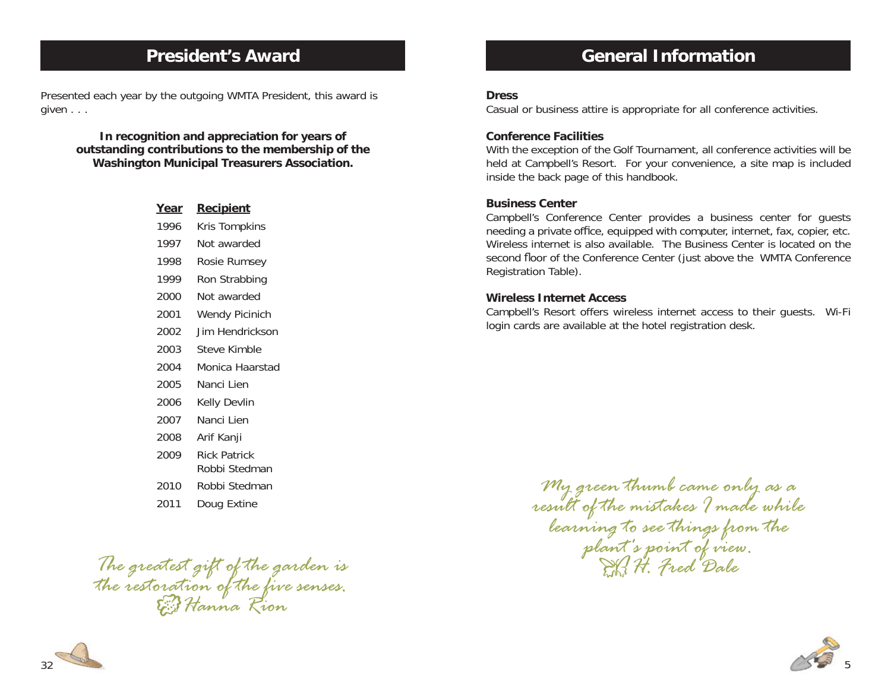## President's Award

Presented each year by the outgoing WMTA President, this award is given . . .

**In recognition and appreciation for years of outstanding contributions to the membership of the Washington Municipal Treasurers Association.**

| Year | Recipient |
|---|---|
| 1996 | Kris Tompkins |
| 1997 | Not awarded |
| 1998 | Rosie Rumsey |
| 1999 | Ron Strabbing |
| 2000 | Not awarded |
| 2001 | Wendy Picinich |
| 2002 | Jim Hendrickson |
| 2003 | Steve Kimble |
| 2004 | Monica Haarstad |
| 2005 | Nanci Lien |
| 2006 | Kelly Devlin |
| 2007 | Nanci Lien |
| 2008 | Arif Kanji |
| 2009 | Rick Patrick<br>Robbi Stedman |
| 2010 | Robbi Stedman |
| 2011 | Doug Extine |

*The greatest gift of the garden is the restoration of the five senses.*
*Hanna Rion*

## General Information

**Dress**
Casual or business attire is appropriate for all conference activities.

**Conference Facilities**
With the exception of the Golf Tournament, all conference activities will be held at Campbell's Resort. For your convenience, a site map is included inside the back page of this handbook.

**Business Center**
Campbell's Conference Center provides a business center for guests needing a private office, equipped with computer, internet, fax, copier, etc. Wireless internet is also available. The Business Center is located on the second floor of the Conference Center (just above the WMTA Conference Registration Table).

**Wireless Internet Access**
Campbell's Resort offers wireless internet access to their guests. Wi-Fi login cards are available at the hotel registration desk.

*My green thumb came only as a result of the mistakes I made while learning to see things from the plant's point of view.*
*H. Fred Dale*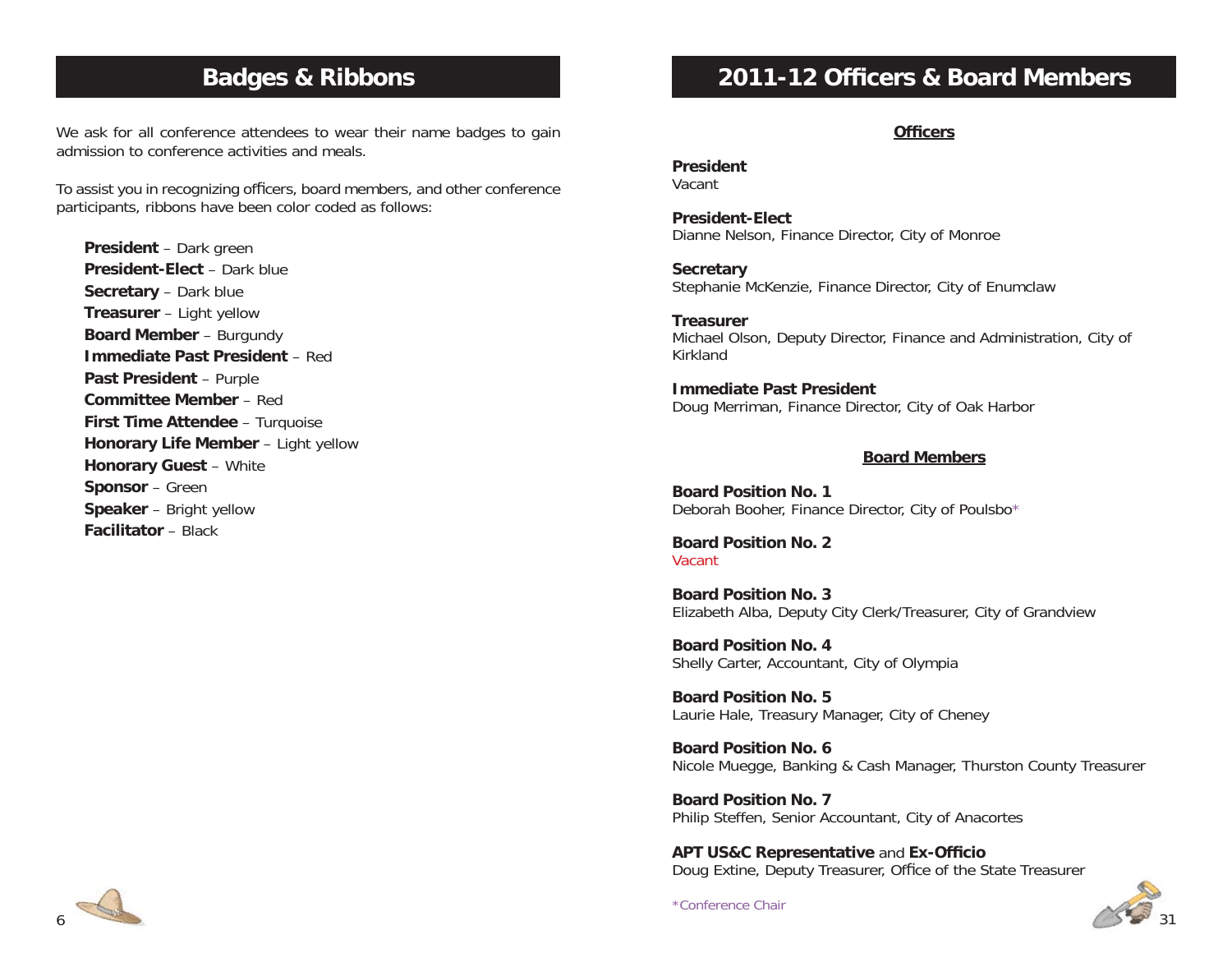## Badges & Ribbons

We ask for all conference attendees to wear their name badges to gain admission to conference activities and meals.

To assist you in recognizing officers, board members, and other conference participants, ribbons have been color coded as follows:

**President** – Dark green
**President-Elect** – Dark blue
**Secretary** – Dark blue
**Treasurer** – Light yellow
**Board Member** – Burgundy
**Immediate Past President** – Red
**Past President** – Purple
**Committee Member** – Red
**First Time Attendee** – Turquoise
**Honorary Life Member** – Light yellow
**Honorary Guest** – White
**Sponsor** – Green
**Speaker** – Bright yellow
**Facilitator** – Black

## 2011-12 Officers & Board Members

### Officers

**President**
Vacant

**President-Elect**
Dianne Nelson, Finance Director, City of Monroe

**Secretary**
Stephanie McKenzie, Finance Director, City of Enumclaw

**Treasurer**
Michael Olson, Deputy Director, Finance and Administration, City of Kirkland

**Immediate Past President**
Doug Merriman, Finance Director, City of Oak Harbor

### Board Members

**Board Position No. 1**
Deborah Booher, Finance Director, City of Poulsbo*

**Board Position No. 2**
Vacant

**Board Position No. 3**
Elizabeth Alba, Deputy City Clerk/Treasurer, City of Grandview

**Board Position No. 4**
Shelly Carter, Accountant, City of Olympia

**Board Position No. 5**
Laurie Hale, Treasury Manager, City of Cheney

**Board Position No. 6**
Nicole Muegge, Banking & Cash Manager, Thurston County Treasurer

**Board Position No. 7**
Philip Steffen, Senior Accountant, City of Anacortes

**APT US&C Representative** and **Ex-Officio**
Doug Extine, Deputy Treasurer, Office of the State Treasurer

*Conference Chair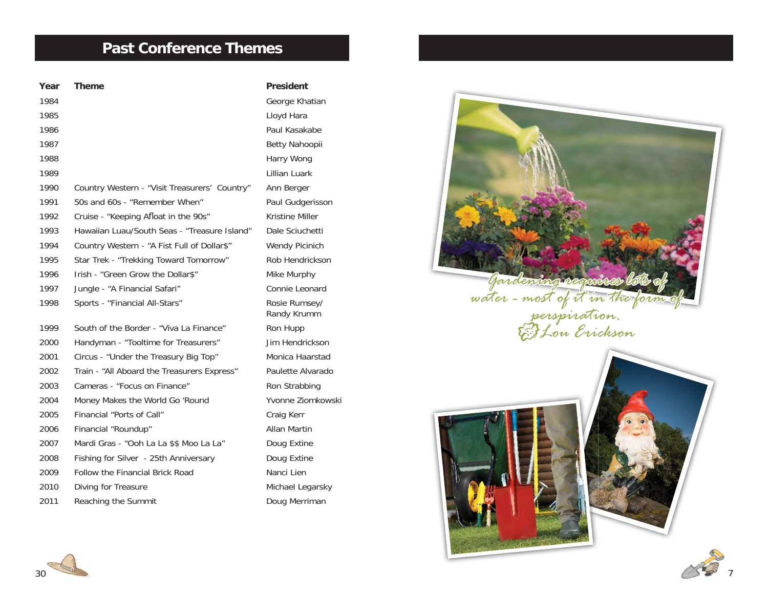# Past Conference Themes

| Year | Theme | President |
|---|---|---|
| 1984 | | George Khatian |
| 1985 | | Lloyd Hara |
| 1986 | | Paul Kasakabe |
| 1987 | | Betty Nahoopii |
| 1988 | | Harry Wong |
| 1989 | | Lillian Luark |
| 1990 | Country Western - "Visit Treasurers' Country" | Ann Berger |
| 1991 | 50s and 60s - "Remember When" | Paul Gudgerisson |
| 1992 | Cruise - "Keeping Afloat in the 90s" | Kristine Miller |
| 1993 | Hawaiian Luau/South Seas - "Treasure Island" | Dale Sciuchetti |
| 1994 | Country Western - "A Fist Full of Dollar$" | Wendy Picinich |
| 1995 | Star Trek - "Trekking Toward Tomorrow" | Rob Hendrickson |
| 1996 | Irish - "Green Grow the Dollar$" | Mike Murphy |
| 1997 | Jungle - "A Financial Safari" | Connie Leonard |
| 1998 | Sports - "Financial All-Stars" | Rosie Rumsey/ Randy Krumm |
| 1999 | South of the Border - "Viva La Finance" | Ron Hupp |
| 2000 | Handyman - "Tooltime for Treasurers" | Jim Hendrickson |
| 2001 | Circus - "Under the Treasury Big Top" | Monica Haarstad |
| 2002 | Train - "All Aboard the Treasurers Express" | Paulette Alvarado |
| 2003 | Cameras - "Focus on Finance" | Ron Strabbing |
| 2004 | Money Makes the World Go 'Round | Yvonne Ziomkowski |
| 2005 | Financial "Ports of Call" | Craig Kerr |
| 2006 | Financial "Roundup" | Allan Martin |
| 2007 | Mardi Gras - "Ooh La La $$ Moo La La" | Doug Extine |
| 2008 | Fishing for Silver - 25th Anniversary | Doug Extine |
| 2009 | Follow the Financial Brick Road | Nanci Lien |
| 2010 | Diving for Treasure | Michael Legarsky |
| 2011 | Reaching the Summit | Doug Merriman |

*Gardening requires lots of water - most of it in the form of perspiration.*
*Lou Erickson*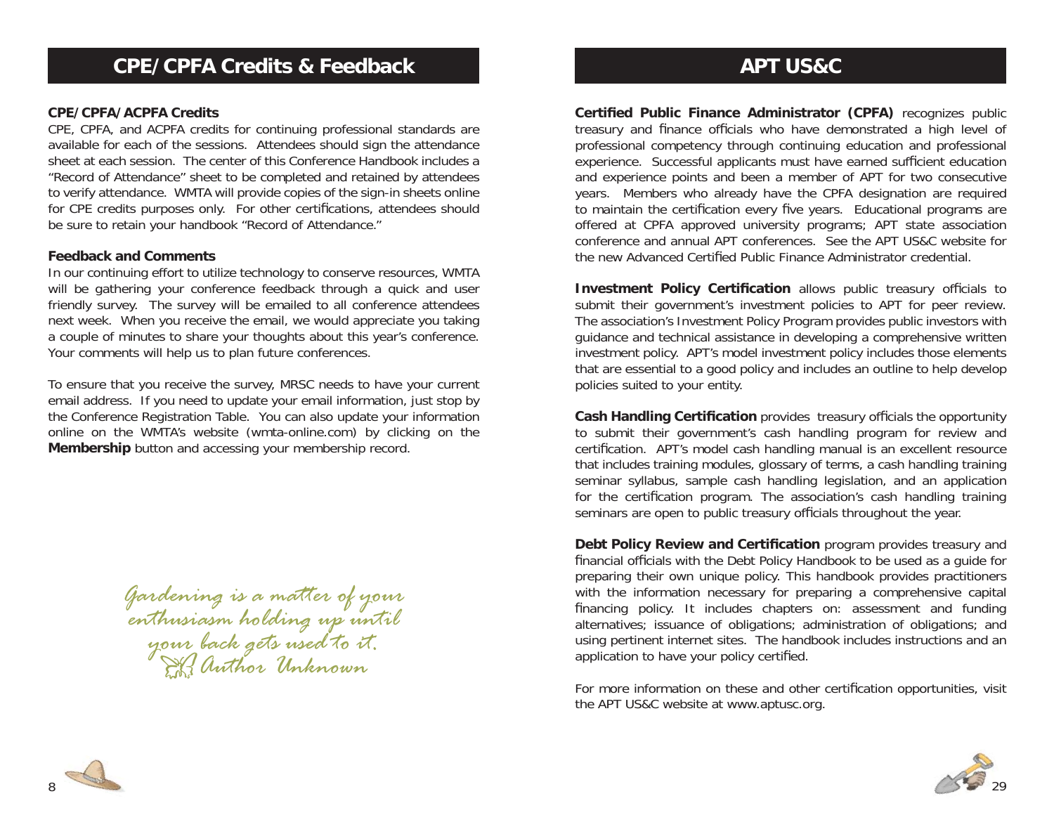# CPE/CPFA Credits & Feedback

## CPE/CPFA/ACPFA Credits

CPE, CPFA, and ACPFA credits for continuing professional standards are available for each of the sessions. Attendees should sign the attendance sheet at each session. The center of this Conference Handbook includes a "Record of Attendance" sheet to be completed and retained by attendees to verify attendance. WMTA will provide copies of the sign-in sheets online for CPE credits purposes only. For other certifications, attendees should be sure to retain your handbook "Record of Attendance."

## Feedback and Comments

In our continuing effort to utilize technology to conserve resources, WMTA will be gathering your conference feedback through a quick and user friendly survey. The survey will be emailed to all conference attendees next week. When you receive the email, we would appreciate you taking a couple of minutes to share your thoughts about this year's conference. Your comments will help us to plan future conferences.

To ensure that you receive the survey, MRSC needs to have your current email address. If you need to update your email information, just stop by the Conference Registration Table. You can also update your information online on the WMTA's website (wmta-online.com) by clicking on the **Membership** button and accessing your membership record.

*Gardening is a matter of your enthusiasm holding up until your back gets used to it.*
*Author Unknown*

# APT US&C

**Certified Public Finance Administrator (CPFA)** recognizes public treasury and finance officials who have demonstrated a high level of professional competency through continuing education and professional experience. Successful applicants must have earned sufficient education and experience points and been a member of APT for two consecutive years. Members who already have the CPFA designation are required to maintain the certification every five years. Educational programs are offered at CPFA approved university programs; APT state association conference and annual APT conferences. See the APT US&C website for the new Advanced Certified Public Finance Administrator credential.

**Investment Policy Certification** allows public treasury officials to submit their government's investment policies to APT for peer review. The association's Investment Policy Program provides public investors with guidance and technical assistance in developing a comprehensive written investment policy. APT's model investment policy includes those elements that are essential to a good policy and includes an outline to help develop policies suited to your entity.

**Cash Handling Certification** provides treasury officials the opportunity to submit their government's cash handling program for review and certification. APT's model cash handling manual is an excellent resource that includes training modules, glossary of terms, a cash handling training seminar syllabus, sample cash handling legislation, and an application for the certification program. The association's cash handling training seminars are open to public treasury officials throughout the year.

**Debt Policy Review and Certification** program provides treasury and financial officials with the Debt Policy Handbook to be used as a guide for preparing their own unique policy. This handbook provides practitioners with the information necessary for preparing a comprehensive capital financing policy. It includes chapters on: assessment and funding alternatives; issuance of obligations; administration of obligations; and using pertinent internet sites. The handbook includes instructions and an application to have your policy certified.

For more information on these and other certification opportunities, visit the APT US&C website at www.aptusc.org.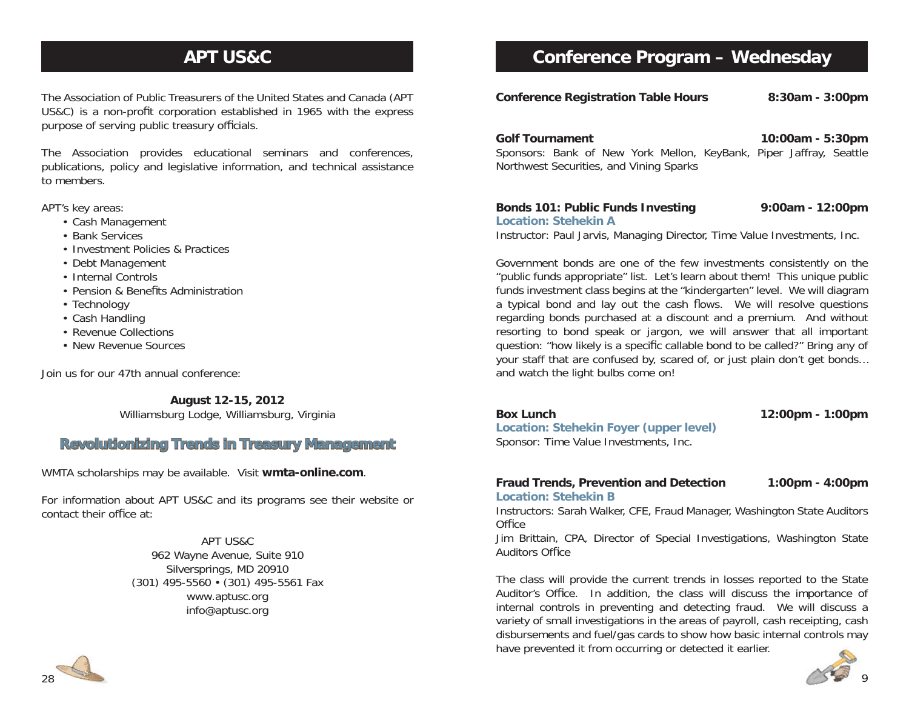# APT US&C

The Association of Public Treasurers of the United States and Canada (APT US&C) is a non-profit corporation established in 1965 with the express purpose of serving public treasury officials.

The Association provides educational seminars and conferences, publications, policy and legislative information, and technical assistance to members.

APT's key areas:

- Cash Management
- Bank Services
- Investment Policies & Practices
- Debt Management
- Internal Controls
- Pension & Benefits Administration
- Technology
- Cash Handling
- Revenue Collections
- New Revenue Sources

Join us for our 47th annual conference:

**August 12-15, 2012**
Williamsburg Lodge, Williamsburg, Virginia

**Revolutionizing Trends in Treasury Management**

WMTA scholarships may be available. Visit **wmta-online.com**.

For information about APT US&C and its programs see their website or contact their office at:

APT US&C
962 Wayne Avenue, Suite 910
Silversprings, MD 20910
(301) 495-5560 • (301) 495-5561 Fax
www.aptusc.org
info@aptusc.org

# Conference Program – Wednesday

**Conference Registration Table Hours** **8:30am - 3:00pm**

**Golf Tournament** **10:00am - 5:30pm**
Sponsors: Bank of New York Mellon, KeyBank, Piper Jaffray, Seattle Northwest Securities, and Vining Sparks

**Bonds 101: Public Funds Investing** **9:00am - 12:00pm**
**Location: Stehekin A**
Instructor: Paul Jarvis, Managing Director, Time Value Investments, Inc.

Government bonds are one of the few investments consistently on the "public funds appropriate" list. Let's learn about them! This unique public funds investment class begins at the "kindergarten" level. We will diagram a typical bond and lay out the cash flows. We will resolve questions regarding bonds purchased at a discount and a premium. And without resorting to bond speak or jargon, we will answer that all important question: "how likely is a specific callable bond to be called?" Bring any of your staff that are confused by, scared of, or just plain don't get bonds… and watch the light bulbs come on!

**Box Lunch** **12:00pm - 1:00pm**
**Location: Stehekin Foyer (upper level)**
Sponsor: Time Value Investments, Inc.

**Fraud Trends, Prevention and Detection** **1:00pm - 4:00pm**
**Location: Stehekin B**
Instructors: Sarah Walker, CFE, Fraud Manager, Washington State Auditors Office
Jim Brittain, CPA, Director of Special Investigations, Washington State Auditors Office

The class will provide the current trends in losses reported to the State Auditor's Office. In addition, the class will discuss the importance of internal controls in preventing and detecting fraud. We will discuss a variety of small investigations in the areas of payroll, cash receipting, cash disbursements and fuel/gas cards to show how basic internal controls may have prevented it from occurring or detected it earlier.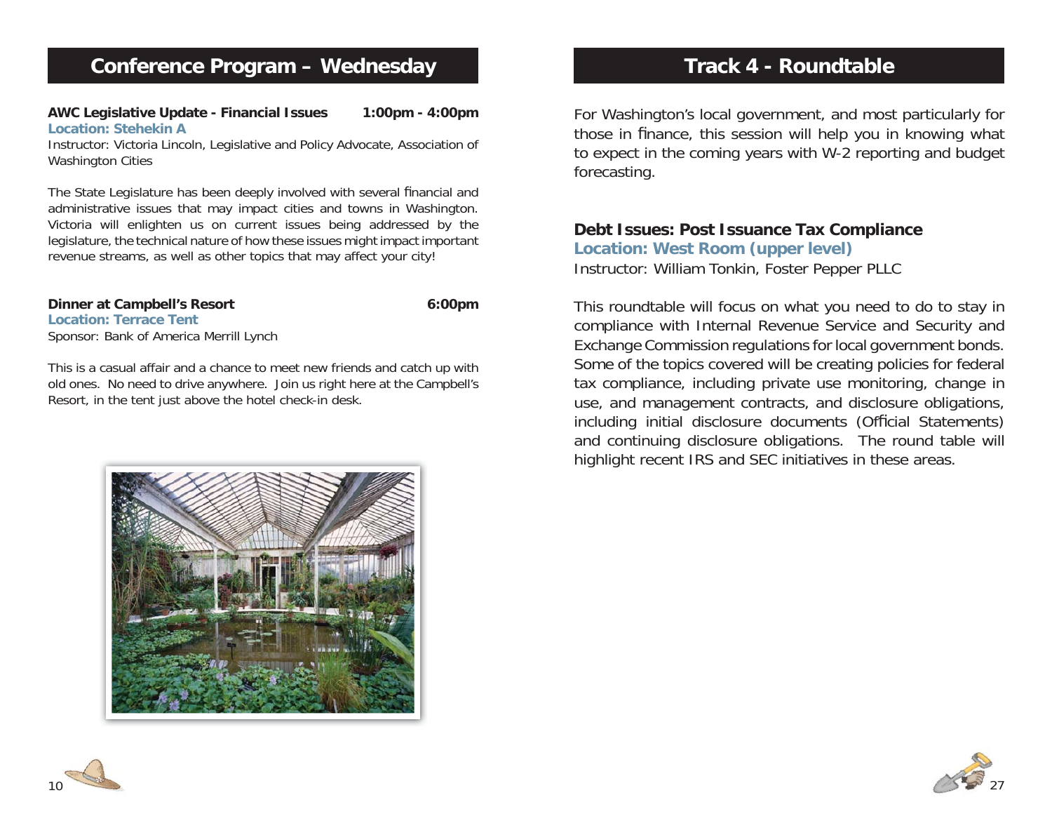## Conference Program – Wednesday

**AWC Legislative Update - Financial Issues** **1:00pm - 4:00pm**
**Location: Stehekin A**
Instructor: Victoria Lincoln, Legislative and Policy Advocate, Association of Washington Cities

The State Legislature has been deeply involved with several financial and administrative issues that may impact cities and towns in Washington. Victoria will enlighten us on current issues being addressed by the legislature, the technical nature of how these issues might impact important revenue streams, as well as other topics that may affect your city!

**Dinner at Campbell's Resort** **6:00pm**
**Location: Terrace Tent**
Sponsor: Bank of America Merrill Lynch

This is a casual affair and a chance to meet new friends and catch up with old ones. No need to drive anywhere. Join us right here at the Campbell's Resort, in the tent just above the hotel check-in desk.

## Track 4 - Roundtable

For Washington's local government, and most particularly for those in finance, this session will help you in knowing what to expect in the coming years with W-2 reporting and budget forecasting.

### Debt Issues: Post Issuance Tax Compliance

**Location: West Room (upper level)**
Instructor: William Tonkin, Foster Pepper PLLC

This roundtable will focus on what you need to do to stay in compliance with Internal Revenue Service and Security and Exchange Commission regulations for local government bonds. Some of the topics covered will be creating policies for federal tax compliance, including private use monitoring, change in use, and management contracts, and disclosure obligations, including initial disclosure documents (Official Statements) and continuing disclosure obligations. The round table will highlight recent IRS and SEC initiatives in these areas.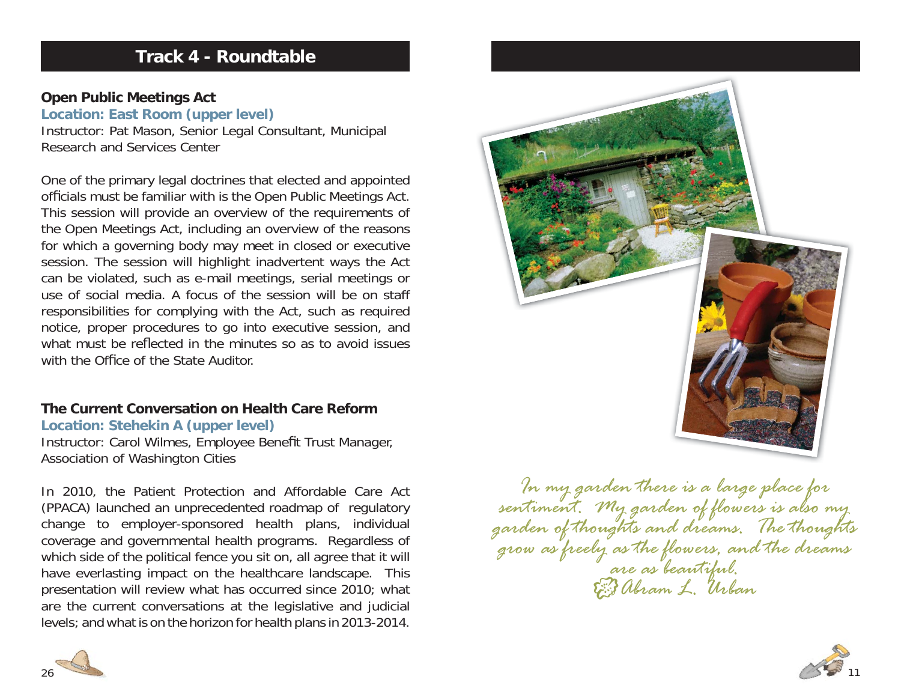## Track 4 - Roundtable

### Open Public Meetings Act

**Location: East Room (upper level)**

Instructor: Pat Mason, Senior Legal Consultant, Municipal Research and Services Center

One of the primary legal doctrines that elected and appointed officials must be familiar with is the Open Public Meetings Act. This session will provide an overview of the requirements of the Open Meetings Act, including an overview of the reasons for which a governing body may meet in closed or executive session. The session will highlight inadvertent ways the Act can be violated, such as e-mail meetings, serial meetings or use of social media. A focus of the session will be on staff responsibilities for complying with the Act, such as required notice, proper procedures to go into executive session, and what must be reflected in the minutes so as to avoid issues with the Office of the State Auditor.

### The Current Conversation on Health Care Reform

**Location: Stehekin A (upper level)**

Instructor: Carol Wilmes, Employee Benefit Trust Manager, Association of Washington Cities

In 2010, the Patient Protection and Affordable Care Act (PPACA) launched an unprecedented roadmap of regulatory change to employer-sponsored health plans, individual coverage and governmental health programs. Regardless of which side of the political fence you sit on, all agree that it will have everlasting impact on the healthcare landscape. This presentation will review what has occurred since 2010; what are the current conversations at the legislative and judicial levels; and what is on the horizon for health plans in 2013-2014.

*In my garden there is a large place for sentiment. My garden of flowers is also my garden of thoughts and dreams. The thoughts grow as freely as the flowers, and the dreams are as beautiful.*

*Abram L. Urban*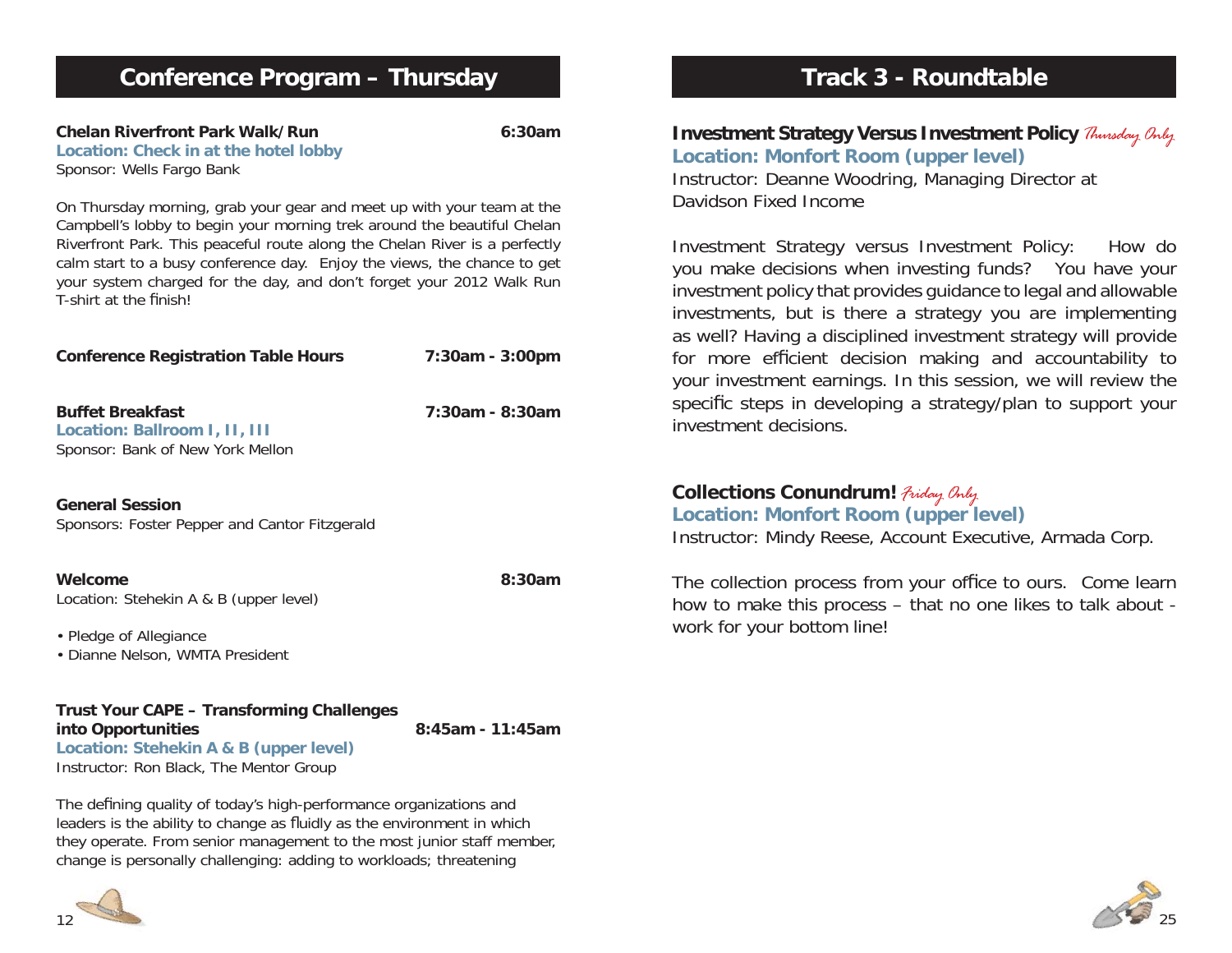## Conference Program – Thursday

**Chelan Riverfront Park Walk/Run** **6:30am**
**Location: Check in at the hotel lobby**
Sponsor: Wells Fargo Bank

On Thursday morning, grab your gear and meet up with your team at the Campbell's lobby to begin your morning trek around the beautiful Chelan Riverfront Park. This peaceful route along the Chelan River is a perfectly calm start to a busy conference day. Enjoy the views, the chance to get your system charged for the day, and don't forget your 2012 Walk Run T-shirt at the finish!

**Conference Registration Table Hours** **7:30am - 3:00pm**

**Buffet Breakfast** **7:30am - 8:30am**
**Location: Ballroom I, II, III**
Sponsor: Bank of New York Mellon

**General Session**
Sponsors: Foster Pepper and Cantor Fitzgerald

**Welcome** **8:30am**
Location: Stehekin A & B (upper level)

- Pledge of Allegiance
- Dianne Nelson, WMTA President

**Trust Your CAPE – Transforming Challenges into Opportunities** **8:45am - 11:45am**
**Location: Stehekin A & B (upper level)**
Instructor: Ron Black, The Mentor Group

The defining quality of today's high-performance organizations and leaders is the ability to change as fluidly as the environment in which they operate. From senior management to the most junior staff member, change is personally challenging: adding to workloads; threatening

## Track 3 - Roundtable

### Investment Strategy Versus Investment Policy *Thursday Only*
**Location: Monfort Room (upper level)**
Instructor: Deanne Woodring, Managing Director at Davidson Fixed Income

Investment Strategy versus Investment Policy: How do you make decisions when investing funds? You have your investment policy that provides guidance to legal and allowable investments, but is there a strategy you are implementing as well? Having a disciplined investment strategy will provide for more efficient decision making and accountability to your investment earnings. In this session, we will review the specific steps in developing a strategy/plan to support your investment decisions.

### Collections Conundrum! *Friday Only*
**Location: Monfort Room (upper level)**
Instructor: Mindy Reese, Account Executive, Armada Corp.

The collection process from your office to ours. Come learn how to make this process – that no one likes to talk about - work for your bottom line!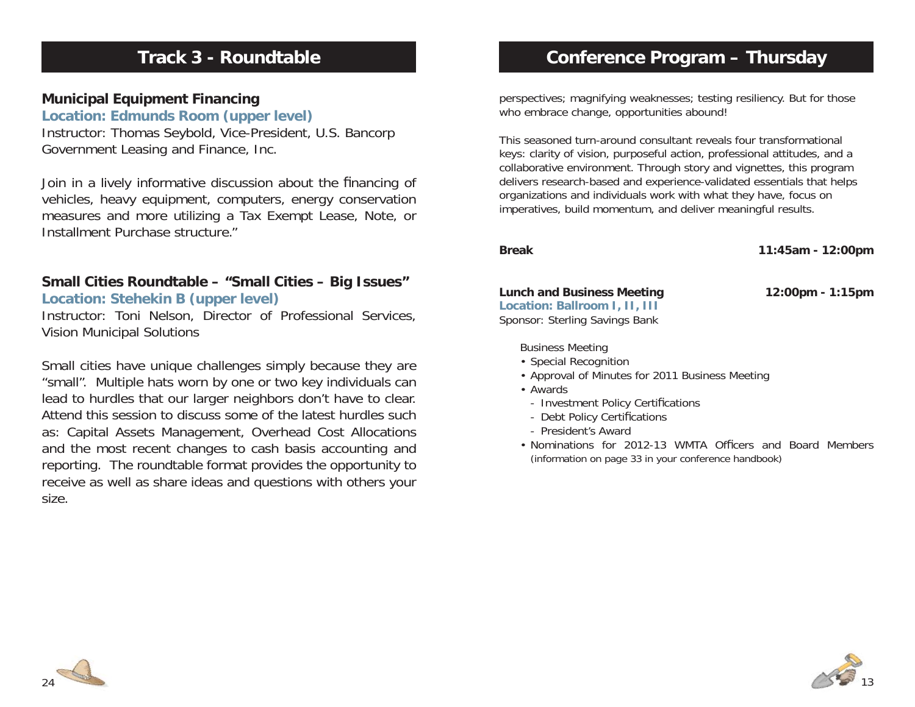## Track 3 - Roundtable

### Municipal Equipment Financing

**Location: Edmunds Room (upper level)**

Instructor: Thomas Seybold, Vice-President, U.S. Bancorp Government Leasing and Finance, Inc.

Join in a lively informative discussion about the financing of vehicles, heavy equipment, computers, energy conservation measures and more utilizing a Tax Exempt Lease, Note, or Installment Purchase structure."

### Small Cities Roundtable – "Small Cities – Big Issues"

**Location: Stehekin B (upper level)**

Instructor: Toni Nelson, Director of Professional Services, Vision Municipal Solutions

Small cities have unique challenges simply because they are "small". Multiple hats worn by one or two key individuals can lead to hurdles that our larger neighbors don't have to clear. Attend this session to discuss some of the latest hurdles such as: Capital Assets Management, Overhead Cost Allocations and the most recent changes to cash basis accounting and reporting. The roundtable format provides the opportunity to receive as well as share ideas and questions with others your size.

## Conference Program – Thursday

perspectives; magnifying weaknesses; testing resiliency. But for those who embrace change, opportunities abound!

This seasoned turn-around consultant reveals four transformational keys: clarity of vision, purposeful action, professional attitudes, and a collaborative environment. Through story and vignettes, this program delivers research-based and experience-validated essentials that helps organizations and individuals work with what they have, focus on imperatives, build momentum, and deliver meaningful results.

**Break** **11:45am - 12:00pm**

**Lunch and Business Meeting** **12:00pm - 1:15pm**

**Location: Ballroom I, II, III**

Sponsor: Sterling Savings Bank

Business Meeting

- Special Recognition
- Approval of Minutes for 2011 Business Meeting
- Awards
  - Investment Policy Certifications
  - Debt Policy Certifications
  - President's Award
- Nominations for 2012-13 WMTA Officers and Board Members (information on page 33 in your conference handbook)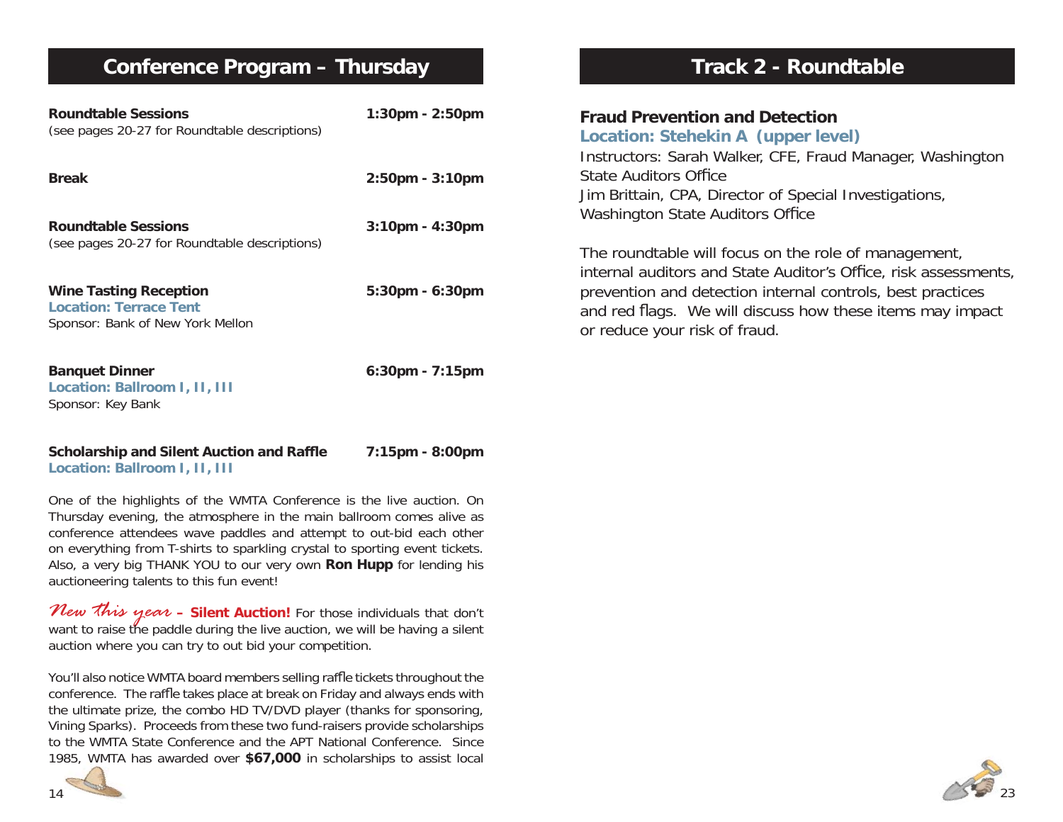## Conference Program – Thursday

**Roundtable Sessions** **1:30pm - 2:50pm**
(see pages 20-27 for Roundtable descriptions)

**Break** **2:50pm - 3:10pm**

**Roundtable Sessions** **3:10pm - 4:30pm**
(see pages 20-27 for Roundtable descriptions)

**Wine Tasting Reception** **5:30pm - 6:30pm**
**Location: Terrace Tent**
Sponsor: Bank of New York Mellon

**Banquet Dinner** **6:30pm - 7:15pm**
**Location: Ballroom I, II, III**
Sponsor: Key Bank

**Scholarship and Silent Auction and Raffle** **7:15pm - 8:00pm**
**Location: Ballroom I, II, III**

One of the highlights of the WMTA Conference is the live auction. On Thursday evening, the atmosphere in the main ballroom comes alive as conference attendees wave paddles and attempt to out-bid each other on everything from T-shirts to sparkling crystal to sporting event tickets. Also, a very big THANK YOU to our very own **Ron Hupp** for lending his auctioneering talents to this fun event!

*New this year* – **Silent Auction!** For those individuals that don't want to raise the paddle during the live auction, we will be having a silent auction where you can try to out bid your competition.

You'll also notice WMTA board members selling raffle tickets throughout the conference. The raffle takes place at break on Friday and always ends with the ultimate prize, the combo HD TV/DVD player (thanks for sponsoring, Vining Sparks). Proceeds from these two fund-raisers provide scholarships to the WMTA State Conference and the APT National Conference. Since 1985, WMTA has awarded over **$67,000** in scholarships to assist local

## Track 2 - Roundtable

### Fraud Prevention and Detection

**Location: Stehekin A (upper level)**

Instructors: Sarah Walker, CFE, Fraud Manager, Washington State Auditors Office
Jim Brittain, CPA, Director of Special Investigations, Washington State Auditors Office

The roundtable will focus on the role of management, internal auditors and State Auditor's Office, risk assessments, prevention and detection internal controls, best practices and red flags. We will discuss how these items may impact or reduce your risk of fraud.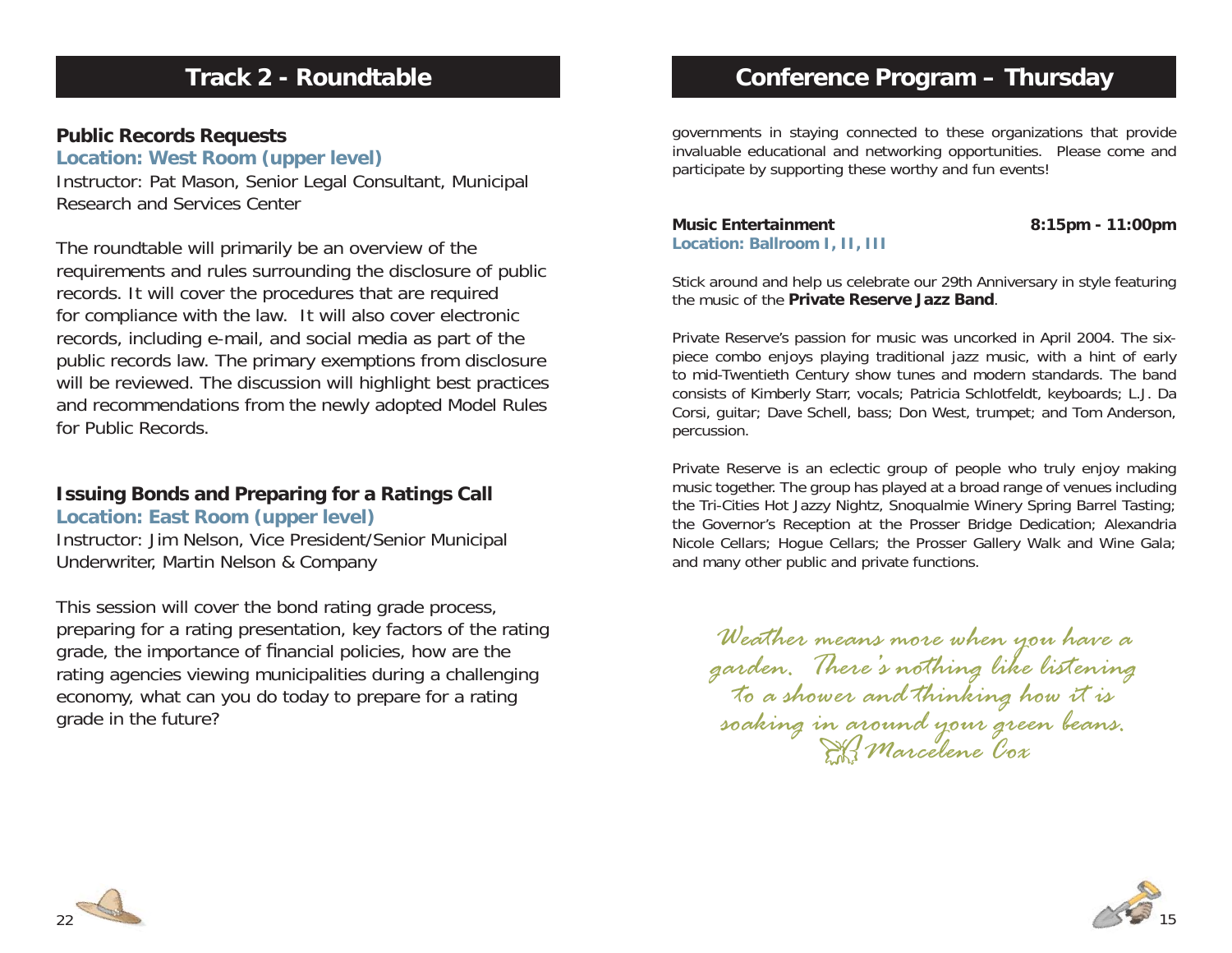## Track 2 - Roundtable

### Public Records Requests

**Location: West Room (upper level)**

Instructor: Pat Mason, Senior Legal Consultant, Municipal Research and Services Center

The roundtable will primarily be an overview of the requirements and rules surrounding the disclosure of public records. It will cover the procedures that are required for compliance with the law. It will also cover electronic records, including e-mail, and social media as part of the public records law. The primary exemptions from disclosure will be reviewed. The discussion will highlight best practices and recommendations from the newly adopted Model Rules for Public Records.

### Issuing Bonds and Preparing for a Ratings Call

**Location: East Room (upper level)**

Instructor: Jim Nelson, Vice President/Senior Municipal Underwriter, Martin Nelson & Company

This session will cover the bond rating grade process, preparing for a rating presentation, key factors of the rating grade, the importance of financial policies, how are the rating agencies viewing municipalities during a challenging economy, what can you do today to prepare for a rating grade in the future?

## Conference Program – Thursday

governments in staying connected to these organizations that provide invaluable educational and networking opportunities. Please come and participate by supporting these worthy and fun events!

**Music Entertainment** **8:15pm - 11:00pm**

**Location: Ballroom I, II, III**

Stick around and help us celebrate our 29th Anniversary in style featuring the music of the **Private Reserve Jazz Band**.

Private Reserve's passion for music was uncorked in April 2004. The six-piece combo enjoys playing traditional jazz music, with a hint of early to mid-Twentieth Century show tunes and modern standards. The band consists of Kimberly Starr, vocals; Patricia Schlotfeldt, keyboards; L.J. Da Corsi, guitar; Dave Schell, bass; Don West, trumpet; and Tom Anderson, percussion.

Private Reserve is an eclectic group of people who truly enjoy making music together. The group has played at a broad range of venues including the Tri-Cities Hot Jazzy Nightz, Snoqualmie Winery Spring Barrel Tasting; the Governor's Reception at the Prosser Bridge Dedication; Alexandria Nicole Cellars; Hogue Cellars; the Prosser Gallery Walk and Wine Gala; and many other public and private functions.

*Weather means more when you have a garden. There's nothing like listening to a shower and thinking how it is soaking in around your green beans.*
*Marcelene Cox*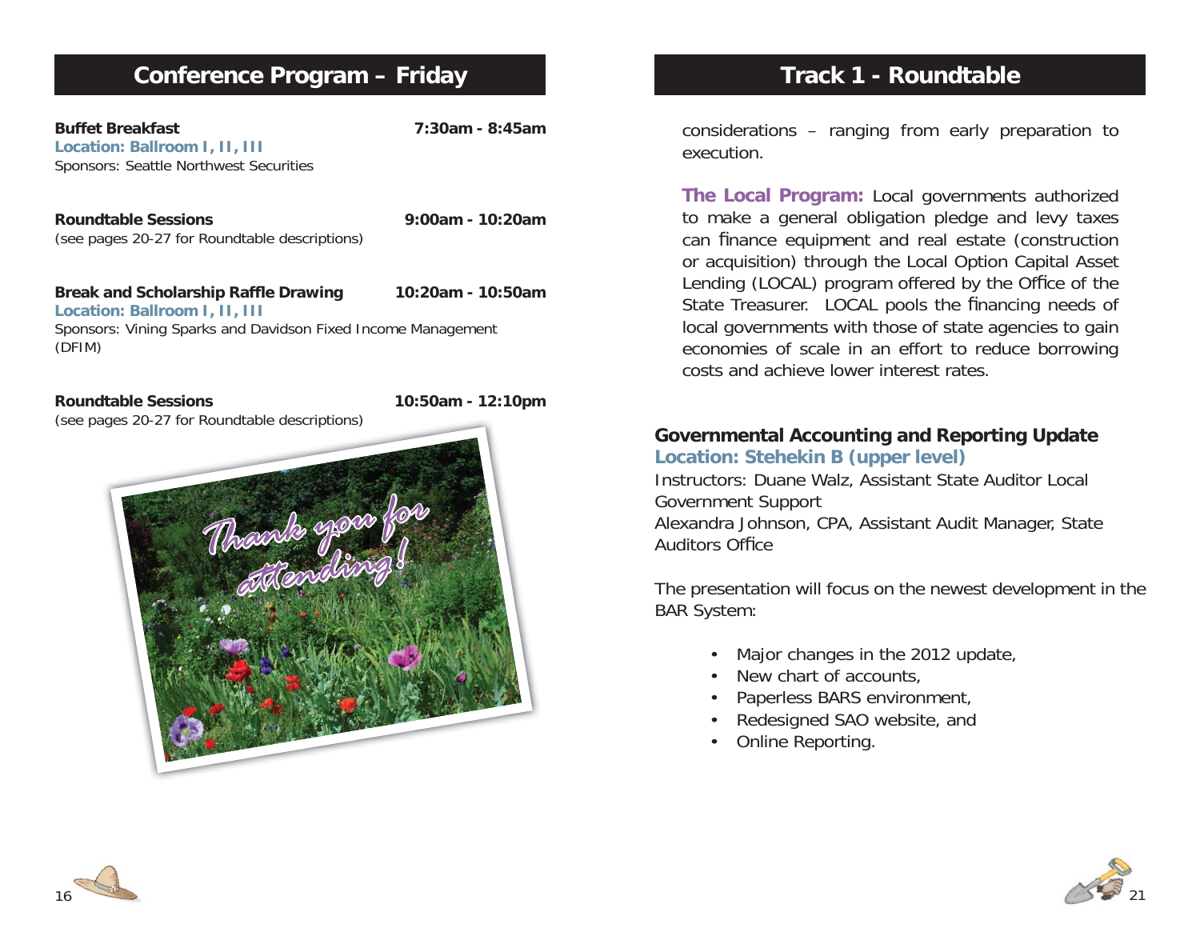## Conference Program – Friday

**Buffet Breakfast** — **7:30am - 8:45am**
**Location: Ballroom I, II, III**
Sponsors: Seattle Northwest Securities

**Roundtable Sessions** — **9:00am - 10:20am**
(see pages 20-27 for Roundtable descriptions)

**Break and Scholarship Raffle Drawing** — **10:20am - 10:50am**
**Location: Ballroom I, II, III**
Sponsors: Vining Sparks and Davidson Fixed Income Management (DFIM)

**Roundtable Sessions** — **10:50am - 12:10pm**
(see pages 20-27 for Roundtable descriptions)

Thank you for attending!

## Track 1 - Roundtable

considerations – ranging from early preparation to execution.

**The Local Program:** Local governments authorized to make a general obligation pledge and levy taxes can finance equipment and real estate (construction or acquisition) through the Local Option Capital Asset Lending (LOCAL) program offered by the Office of the State Treasurer. LOCAL pools the financing needs of local governments with those of state agencies to gain economies of scale in an effort to reduce borrowing costs and achieve lower interest rates.

### Governmental Accounting and Reporting Update

**Location: Stehekin B (upper level)**

Instructors: Duane Walz, Assistant State Auditor Local Government Support
Alexandra Johnson, CPA, Assistant Audit Manager, State Auditors Office

The presentation will focus on the newest development in the BAR System:

- Major changes in the 2012 update,
- New chart of accounts,
- Paperless BARS environment,
- Redesigned SAO website, and
- Online Reporting.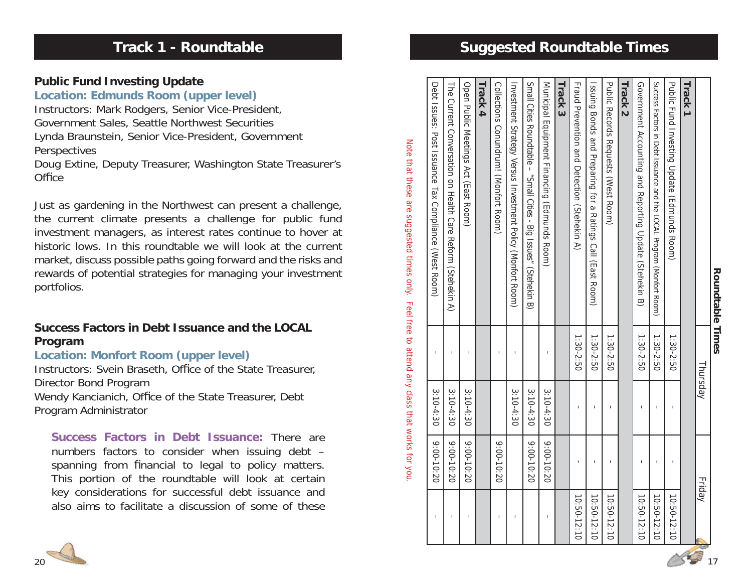# Track 1 - Roundtable

### Public Fund Investing Update

**Location: Edmunds Room (upper level)**

Instructors: Mark Rodgers, Senior Vice-President, Government Sales, Seattle Northwest Securities

Lynda Braunstein, Senior Vice-President, Government Perspectives

Doug Extine, Deputy Treasurer, Washington State Treasurer's Office

Just as gardening in the Northwest can present a challenge, the current climate presents a challenge for public fund investment managers, as interest rates continue to hover at historic lows. In this roundtable we will look at the current market, discuss possible paths going forward and the risks and rewards of potential strategies for managing your investment portfolios.

### Success Factors in Debt Issuance and the LOCAL Program

**Location: Monfort Room (upper level)**

Instructors: Svein Braseth, Office of the State Treasurer, Director Bond Program

Wendy Kancianich, Office of the State Treasurer, Debt Program Administrator

**Success Factors in Debt Issuance:** There are numbers factors to consider when issuing debt – spanning from financial to legal to policy matters. This portion of the roundtable will look at certain key considerations for successful debt issuance and also aims to facilitate a discussion of some of these

# Suggested Roundtable Times

**Roundtable Times**

| | Thursday | | Friday | |
|---|---|---|---|---|
| **Track 1** | | | | |
| Public Fund Investing Update (Edmunds Room) | 1:30-2:50 | - | - | 10:50-12:10 |
| Success Factors in Debt Issuance and the LOCAL Program (Monfort Room) | 1:30-2:50 | - | - | 10:50-12:10 |
| Government Accounting and Reporting Update (Stehekin B) | 1:30-2:50 | - | - | 10:50-12:10 |
| **Track 2** | | | | |
| Public Records Requests (West Room) | 1:30-2:50 | - | - | 10:50-12:10 |
| Issuing Bonds and Preparing for a Ratings Call (East Room) | 1:30-2:50 | - | - | 10:50-12:10 |
| Fraud Prevention and Detection (Stehekin A) | 1:30-2:50 | - | - | 10:50-12:10 |
| **Track 3** | | | | |
| Municipal Equipment Financing (Edmunds Room) | - | 3:10-4:30 | 9:00-10:20 | - |
| Small Cities Roundtable – "Small Cities - Big Issues" (Stehekin B) | | 3:10-4:30 | 9:00-10:20 | |
| Investment Strategy Versus Investment Policy (Monfort Room) | - | 3:10-4:30 | | - |
| Collections Conundrum! (Monfort Room) | - | | 9:00-10:20 | - |
| **Track 4** | | | | |
| Open Public Meetings Act (East Room) | - | 3:10-4:30 | 9:00-10:20 | - |
| The Current Conversation on Health Care Reform (Stehekin A) | - | 3:10-4:30 | 9:00-10:20 | - |
| Debt Issues: Post Issuance Tax Compliance (West Room) | - | 3:10-4:30 | 9:00-10:20 | - |

Note that these are suggested times only. Feel free to attend any class that works for you.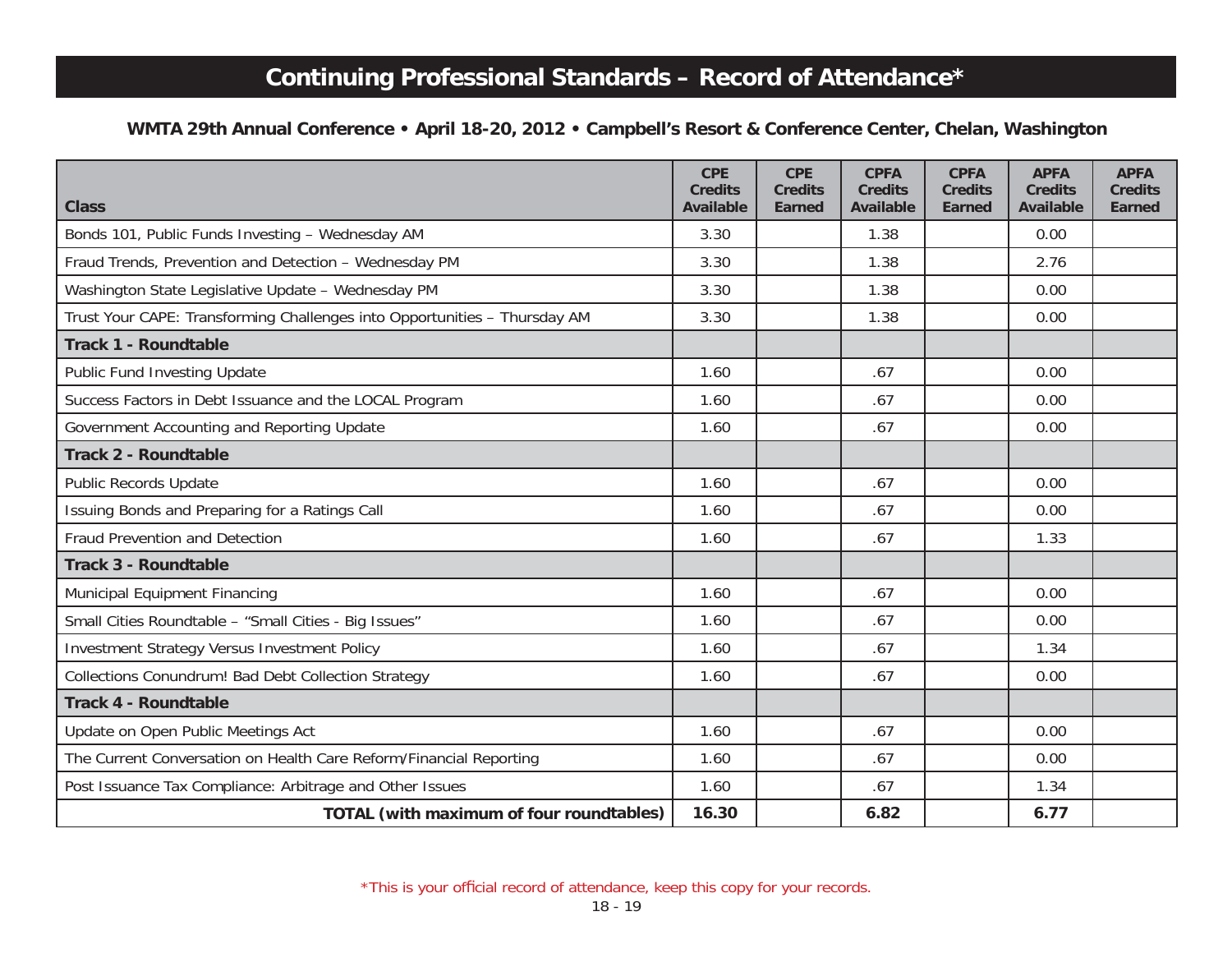# Continuing Professional Standards – Record of Attendance*

**WMTA 29th Annual Conference • April 18-20, 2012 • Campbell's Resort & Conference Center, Chelan, Washington**

| Class | CPE Credits Available | CPE Credits Earned | CPFA Credits Available | CPFA Credits Earned | APFA Credits Available | APFA Credits Earned |
|---|---|---|---|---|---|---|
| Bonds 101, Public Funds Investing – Wednesday AM | 3.30 | | 1.38 | | 0.00 | |
| Fraud Trends, Prevention and Detection – Wednesday PM | 3.30 | | 1.38 | | 2.76 | |
| Washington State Legislative Update – Wednesday PM | 3.30 | | 1.38 | | 0.00 | |
| Trust Your CAPE: Transforming Challenges into Opportunities – Thursday AM | 3.30 | | 1.38 | | 0.00 | |
| **Track 1 - Roundtable** | | | | | | |
| Public Fund Investing Update | 1.60 | | .67 | | 0.00 | |
| Success Factors in Debt Issuance and the LOCAL Program | 1.60 | | .67 | | 0.00 | |
| Government Accounting and Reporting Update | 1.60 | | .67 | | 0.00 | |
| **Track 2 - Roundtable** | | | | | | |
| Public Records Update | 1.60 | | .67 | | 0.00 | |
| Issuing Bonds and Preparing for a Ratings Call | 1.60 | | .67 | | 0.00 | |
| Fraud Prevention and Detection | 1.60 | | .67 | | 1.33 | |
| **Track 3 - Roundtable** | | | | | | |
| Municipal Equipment Financing | 1.60 | | .67 | | 0.00 | |
| Small Cities Roundtable – "Small Cities - Big Issues" | 1.60 | | .67 | | 0.00 | |
| Investment Strategy Versus Investment Policy | 1.60 | | .67 | | 1.34 | |
| Collections Conundrum! Bad Debt Collection Strategy | 1.60 | | .67 | | 0.00 | |
| **Track 4 - Roundtable** | | | | | | |
| Update on Open Public Meetings Act | 1.60 | | .67 | | 0.00 | |
| The Current Conversation on Health Care Reform/Financial Reporting | 1.60 | | .67 | | 0.00 | |
| Post Issuance Tax Compliance: Arbitrage and Other Issues | 1.60 | | .67 | | 1.34 | |
| **TOTAL (with maximum of four roundtables)** | **16.30** | | **6.82** | | **6.77** | |

*This is your official record of attendance, keep this copy for your records.